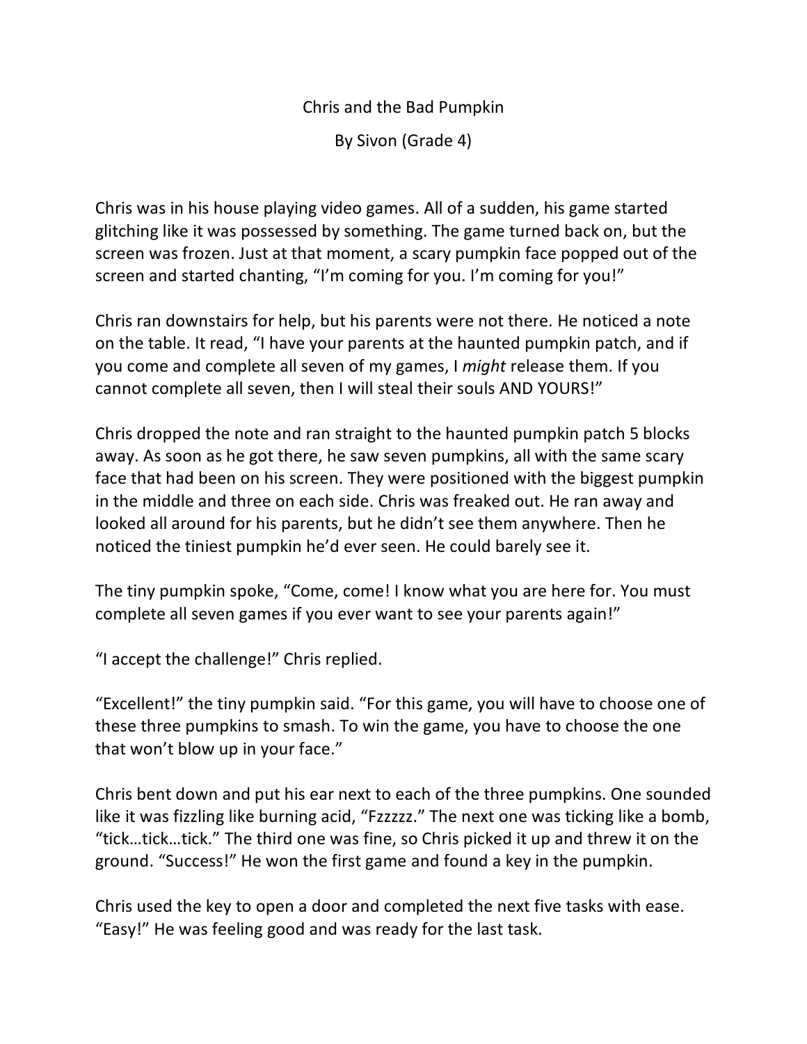# Chris and the Bad Pumpkin

By Sivon (Grade 4)

Chris was in his house playing video games. All of a sudden, his game started glitching like it was possessed by something. The game turned back on, but the screen was frozen. Just at that moment, a scary pumpkin face popped out of the screen and started chanting, "I'm coming for you. I'm coming for you!"

Chris ran downstairs for help, but his parents were not there. He noticed a note on the table. It read, "I have your parents at the haunted pumpkin patch, and if you come and complete all seven of my games, I *might* release them. If you cannot complete all seven, then I will steal their souls AND YOURS!"

Chris dropped the note and ran straight to the haunted pumpkin patch 5 blocks away. As soon as he got there, he saw seven pumpkins, all with the same scary face that had been on his screen. They were positioned with the biggest pumpkin in the middle and three on each side. Chris was freaked out. He ran away and looked all around for his parents, but he didn't see them anywhere. Then he noticed the tiniest pumpkin he'd ever seen. He could barely see it.

The tiny pumpkin spoke, "Come, come! I know what you are here for. You must complete all seven games if you ever want to see your parents again!"

"I accept the challenge!" Chris replied.

"Excellent!" the tiny pumpkin said. "For this game, you will have to choose one of these three pumpkins to smash. To win the game, you have to choose the one that won't blow up in your face."

Chris bent down and put his ear next to each of the three pumpkins. One sounded like it was fizzling like burning acid, "Fzzzzz." The next one was ticking like a bomb, "tick…tick…tick." The third one was fine, so Chris picked it up and threw it on the ground. "Success!" He won the first game and found a key in the pumpkin.

Chris used the key to open a door and completed the next five tasks with ease. "Easy!" He was feeling good and was ready for the last task.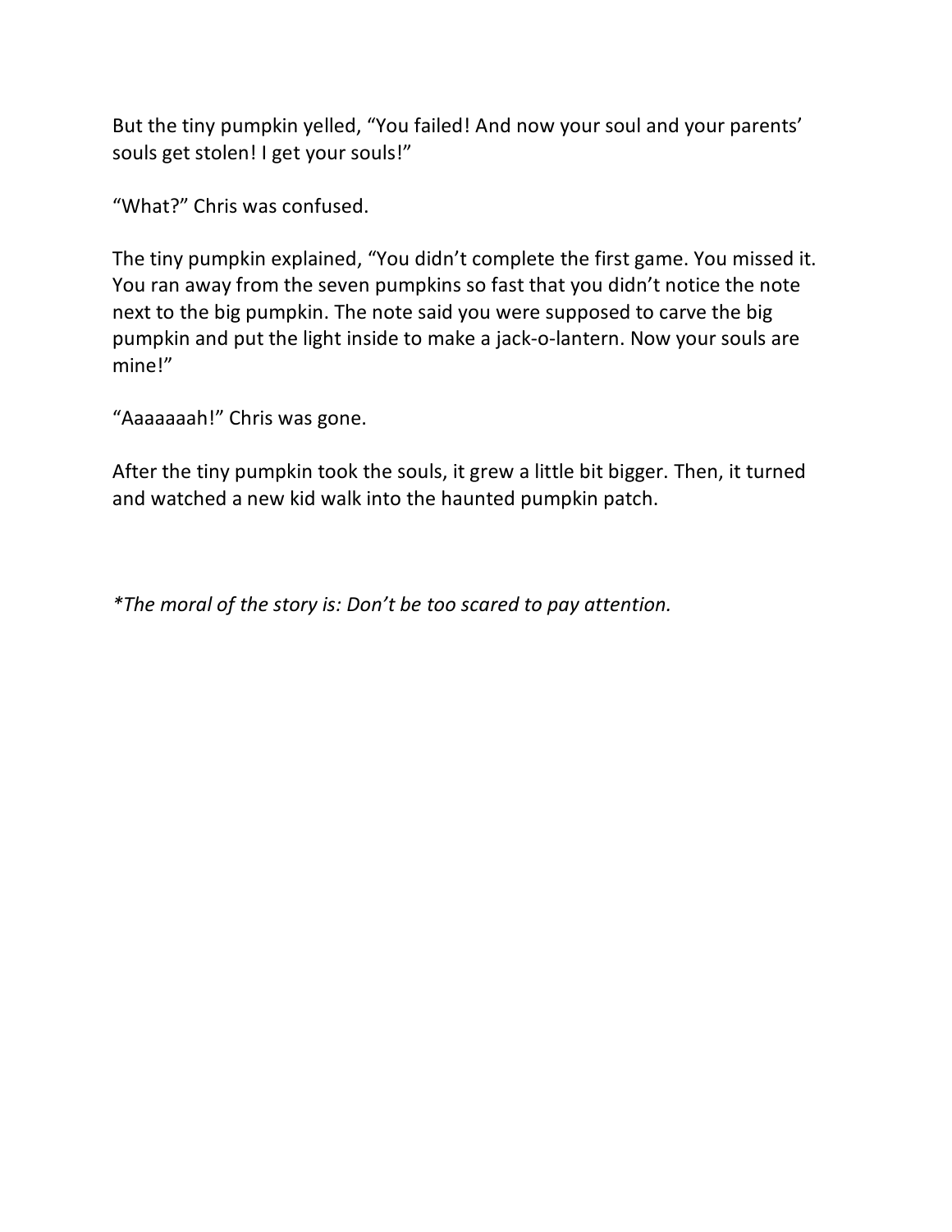But the tiny pumpkin yelled, “You failed! And now your soul and your parents’ souls get stolen! I get your souls!”

“What?” Chris was confused.

The tiny pumpkin explained, “You didn’t complete the first game. You missed it. You ran away from the seven pumpkins so fast that you didn’t notice the note next to the big pumpkin. The note said you were supposed to carve the big pumpkin and put the light inside to make a jack-o-lantern. Now your souls are mine!”

“Aaaaaaah!” Chris was gone.

After the tiny pumpkin took the souls, it grew a little bit bigger. Then, it turned and watched a new kid walk into the haunted pumpkin patch.

**The moral of the story is: Don’t be too scared to pay attention.*